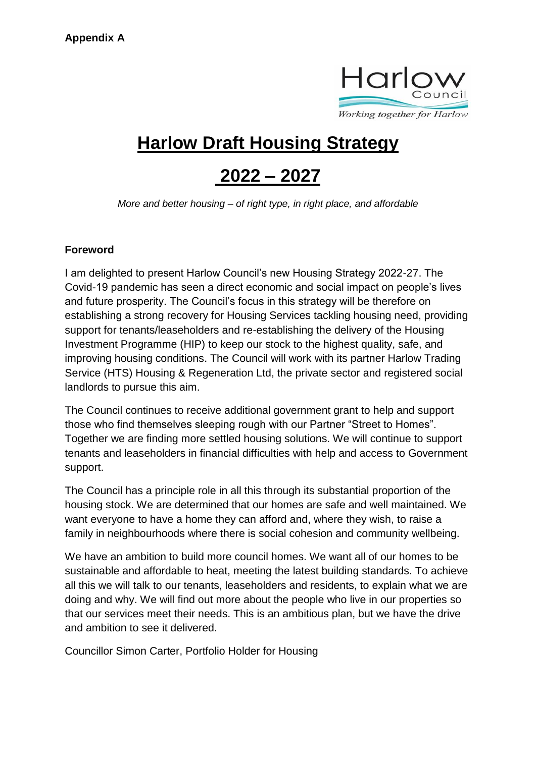**Appendix A**

# Harlow Draft Housing Strategy

# 2022 – 2027

*More and better housing – of right type, in right place, and affordable*

**Foreword**

I am delighted to present Harlow Council's new Housing Strategy 2022-27. The Covid-19 pandemic has seen a direct economic and social impact on people's lives and future prosperity. The Council's focus in this strategy will be therefore on establishing a strong recovery for Housing Services tackling housing need, providing support for tenants/leaseholders and re-establishing the delivery of the Housing Investment Programme (HIP) to keep our stock to the highest quality, safe, and improving housing conditions. The Council will work with its partner Harlow Trading Service (HTS) Housing & Regeneration Ltd, the private sector and registered social landlords to pursue this aim.

The Council continues to receive additional government grant to help and support those who find themselves sleeping rough with our Partner "Street to Homes". Together we are finding more settled housing solutions. We will continue to support tenants and leaseholders in financial difficulties with help and access to Government support.

The Council has a principle role in all this through its substantial proportion of the housing stock. We are determined that our homes are safe and well maintained. We want everyone to have a home they can afford and, where they wish, to raise a family in neighbourhoods where there is social cohesion and community wellbeing.

We have an ambition to build more council homes. We want all of our homes to be sustainable and affordable to heat, meeting the latest building standards. To achieve all this we will talk to our tenants, leaseholders and residents, to explain what we are doing and why. We will find out more about the people who live in our properties so that our services meet their needs. This is an ambitious plan, but we have the drive and ambition to see it delivered.

Councillor Simon Carter, Portfolio Holder for Housing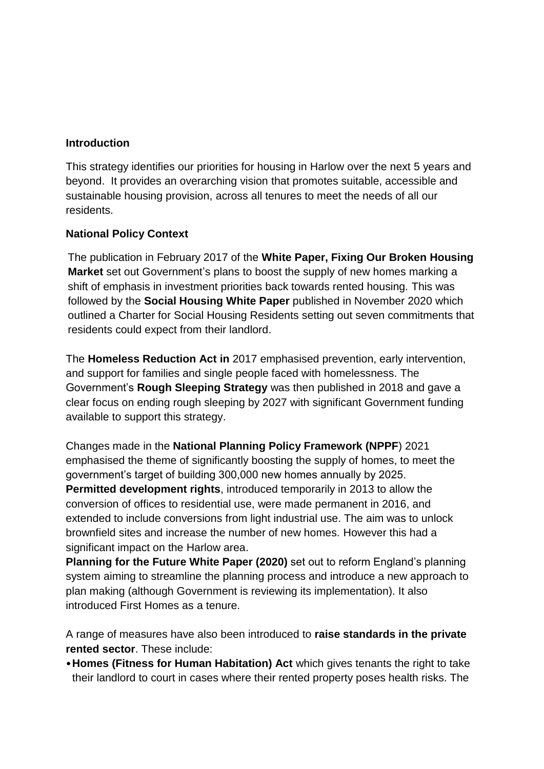**Introduction**

This strategy identifies our priorities for housing in Harlow over the next 5 years and beyond. It provides an overarching vision that promotes suitable, accessible and sustainable housing provision, across all tenures to meet the needs of all our residents.

**National Policy Context**

The publication in February 2017 of the **White Paper, Fixing Our Broken Housing Market** set out Government's plans to boost the supply of new homes marking a shift of emphasis in investment priorities back towards rented housing. This was followed by the **Social Housing White Paper** published in November 2020 which outlined a Charter for Social Housing Residents setting out seven commitments that residents could expect from their landlord.

The **Homeless Reduction Act in** 2017 emphasised prevention, early intervention, and support for families and single people faced with homelessness. The Government's **Rough Sleeping Strategy** was then published in 2018 and gave a clear focus on ending rough sleeping by 2027 with significant Government funding available to support this strategy.

Changes made in the **National Planning Policy Framework (NPPF**) 2021 emphasised the theme of significantly boosting the supply of homes, to meet the government's target of building 300,000 new homes annually by 2025.
**Permitted development rights**, introduced temporarily in 2013 to allow the conversion of offices to residential use, were made permanent in 2016, and extended to include conversions from light industrial use. The aim was to unlock brownfield sites and increase the number of new homes. However this had a significant impact on the Harlow area.
**Planning for the Future White Paper (2020)** set out to reform England's planning system aiming to streamline the planning process and introduce a new approach to plan making (although Government is reviewing its implementation). It also introduced First Homes as a tenure.

A range of measures have also been introduced to **raise standards in the private rented sector**. These include:

- **Homes (Fitness for Human Habitation) Act** which gives tenants the right to take their landlord to court in cases where their rented property poses health risks. The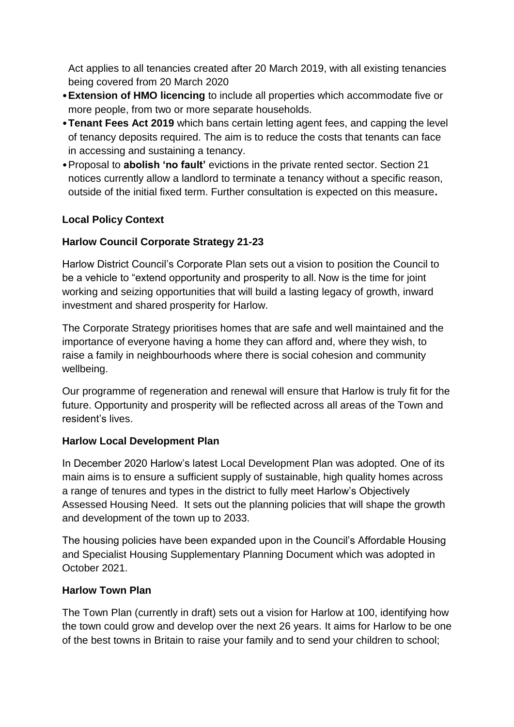Act applies to all tenancies created after 20 March 2019, with all existing tenancies being covered from 20 March 2020

- **Extension of HMO licencing** to include all properties which accommodate five or more people, from two or more separate households.
- **Tenant Fees Act 2019** which bans certain letting agent fees, and capping the level of tenancy deposits required. The aim is to reduce the costs that tenants can face in accessing and sustaining a tenancy.
- Proposal to **abolish 'no fault'** evictions in the private rented sector. Section 21 notices currently allow a landlord to terminate a tenancy without a specific reason, outside of the initial fixed term. Further consultation is expected on this measure**.**

**Local Policy Context**

**Harlow Council Corporate Strategy 21-23**

Harlow District Council's Corporate Plan sets out a vision to position the Council to be a vehicle to "extend opportunity and prosperity to all. Now is the time for joint working and seizing opportunities that will build a lasting legacy of growth, inward investment and shared prosperity for Harlow.

The Corporate Strategy prioritises homes that are safe and well maintained and the importance of everyone having a home they can afford and, where they wish, to raise a family in neighbourhoods where there is social cohesion and community wellbeing.

Our programme of regeneration and renewal will ensure that Harlow is truly fit for the future. Opportunity and prosperity will be reflected across all areas of the Town and resident's lives.

**Harlow Local Development Plan**

In December 2020 Harlow's latest Local Development Plan was adopted. One of its main aims is to ensure a sufficient supply of sustainable, high quality homes across a range of tenures and types in the district to fully meet Harlow's Objectively Assessed Housing Need. It sets out the planning policies that will shape the growth and development of the town up to 2033.

The housing policies have been expanded upon in the Council's Affordable Housing and Specialist Housing Supplementary Planning Document which was adopted in October 2021.

**Harlow Town Plan**

The Town Plan (currently in draft) sets out a vision for Harlow at 100, identifying how the town could grow and develop over the next 26 years. It aims for Harlow to be one of the best towns in Britain to raise your family and to send your children to school;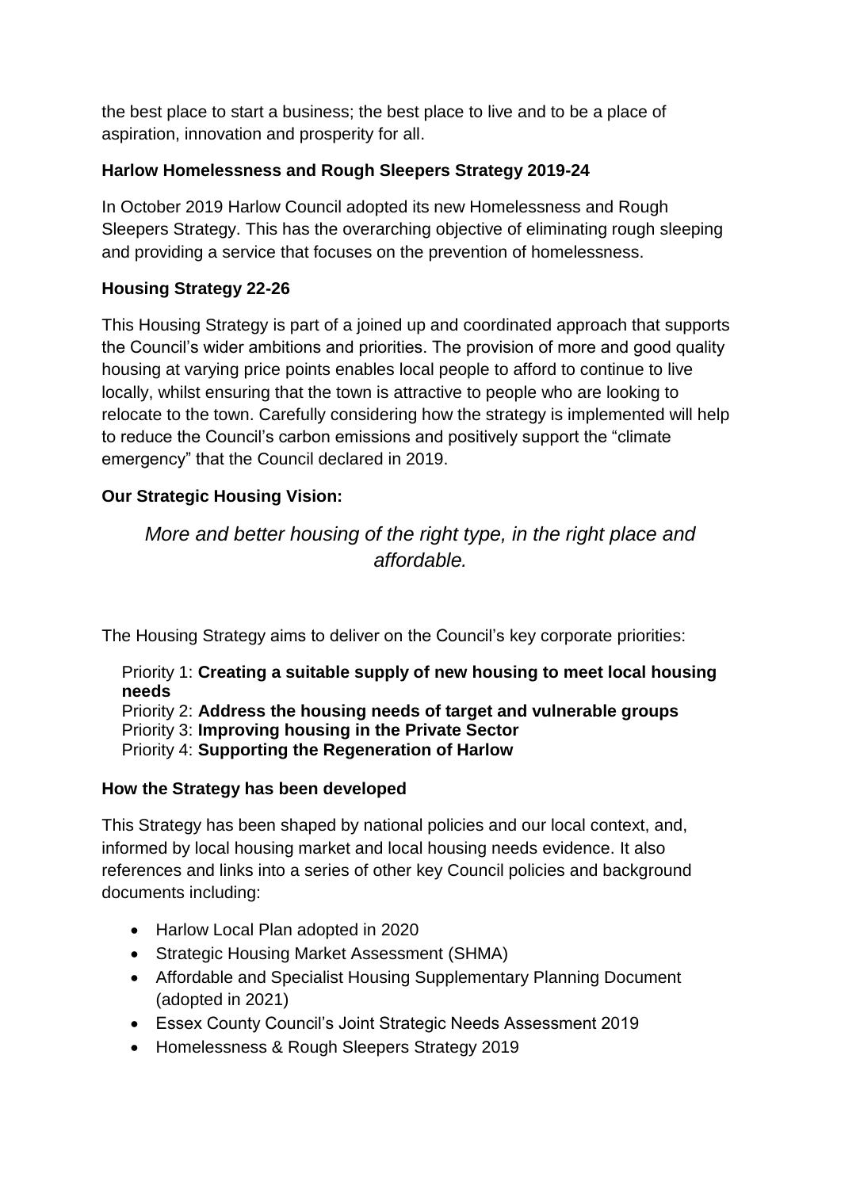the best place to start a business; the best place to live and to be a place of aspiration, innovation and prosperity for all.

**Harlow Homelessness and Rough Sleepers Strategy 2019-24**

In October 2019 Harlow Council adopted its new Homelessness and Rough Sleepers Strategy. This has the overarching objective of eliminating rough sleeping and providing a service that focuses on the prevention of homelessness.

**Housing Strategy 22-26**

This Housing Strategy is part of a joined up and coordinated approach that supports the Council's wider ambitions and priorities. The provision of more and good quality housing at varying price points enables local people to afford to continue to live locally, whilst ensuring that the town is attractive to people who are looking to relocate to the town. Carefully considering how the strategy is implemented will help to reduce the Council's carbon emissions and positively support the "climate emergency" that the Council declared in 2019.

**Our Strategic Housing Vision:**

*More and better housing of the right type, in the right place and affordable.*

The Housing Strategy aims to deliver on the Council's key corporate priorities:

Priority 1: **Creating a suitable supply of new housing to meet local housing needs**
Priority 2: **Address the housing needs of target and vulnerable groups**
Priority 3: **Improving housing in the Private Sector**
Priority 4: **Supporting the Regeneration of Harlow**

**How the Strategy has been developed**

This Strategy has been shaped by national policies and our local context, and, informed by local housing market and local housing needs evidence. It also references and links into a series of other key Council policies and background documents including:

- Harlow Local Plan adopted in 2020
- Strategic Housing Market Assessment (SHMA)
- Affordable and Specialist Housing Supplementary Planning Document (adopted in 2021)
- Essex County Council's Joint Strategic Needs Assessment 2019
- Homelessness & Rough Sleepers Strategy 2019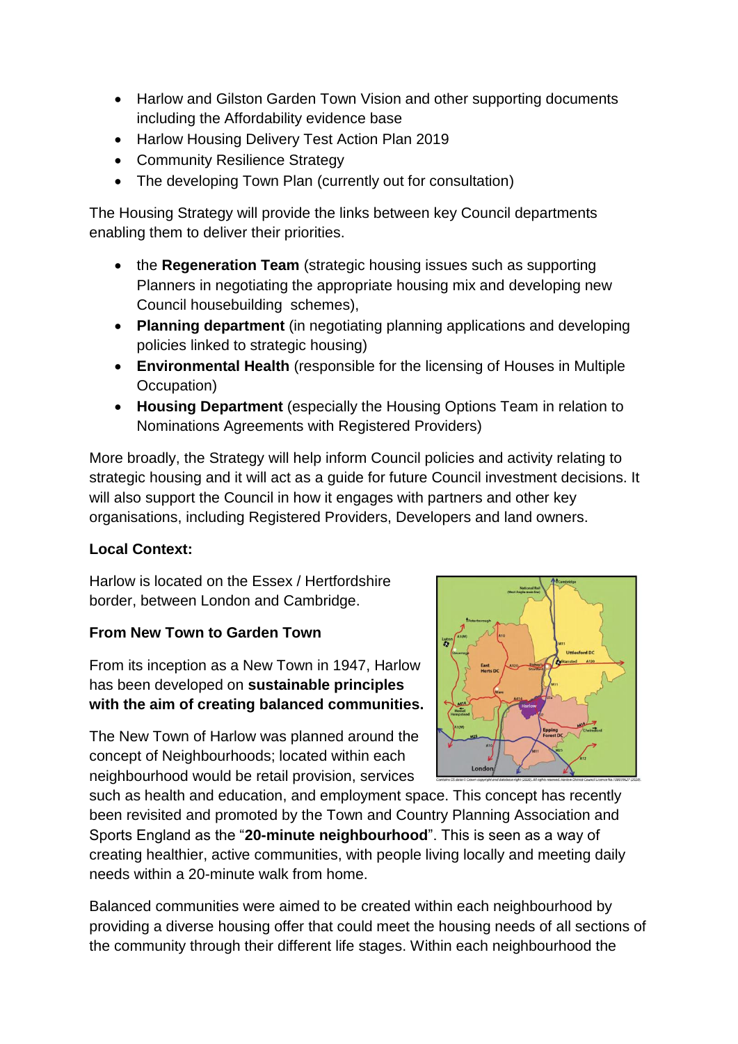- Harlow and Gilston Garden Town Vision and other supporting documents including the Affordability evidence base
- Harlow Housing Delivery Test Action Plan 2019
- Community Resilience Strategy
- The developing Town Plan (currently out for consultation)

The Housing Strategy will provide the links between key Council departments enabling them to deliver their priorities.

- the **Regeneration Team** (strategic housing issues such as supporting Planners in negotiating the appropriate housing mix and developing new Council housebuilding schemes),
- **Planning department** (in negotiating planning applications and developing policies linked to strategic housing)
- **Environmental Health** (responsible for the licensing of Houses in Multiple Occupation)
- **Housing Department** (especially the Housing Options Team in relation to Nominations Agreements with Registered Providers)

More broadly, the Strategy will help inform Council policies and activity relating to strategic housing and it will act as a guide for future Council investment decisions. It will also support the Council in how it engages with partners and other key organisations, including Registered Providers, Developers and land owners.

**Local Context:**

Harlow is located on the Essex / Hertfordshire border, between London and Cambridge.

**From New Town to Garden Town**

From its inception as a New Town in 1947, Harlow has been developed on **sustainable principles with the aim of creating balanced communities.**

The New Town of Harlow was planned around the concept of Neighbourhoods; located within each neighbourhood would be retail provision, services such as health and education, and employment space. This concept has recently been revisited and promoted by the Town and Country Planning Association and Sports England as the "**20-minute neighbourhood**". This is seen as a way of creating healthier, active communities, with people living locally and meeting daily needs within a 20-minute walk from home.

Balanced communities were aimed to be created within each neighbourhood by providing a diverse housing offer that could meet the housing needs of all sections of the community through their different life stages. Within each neighbourhood the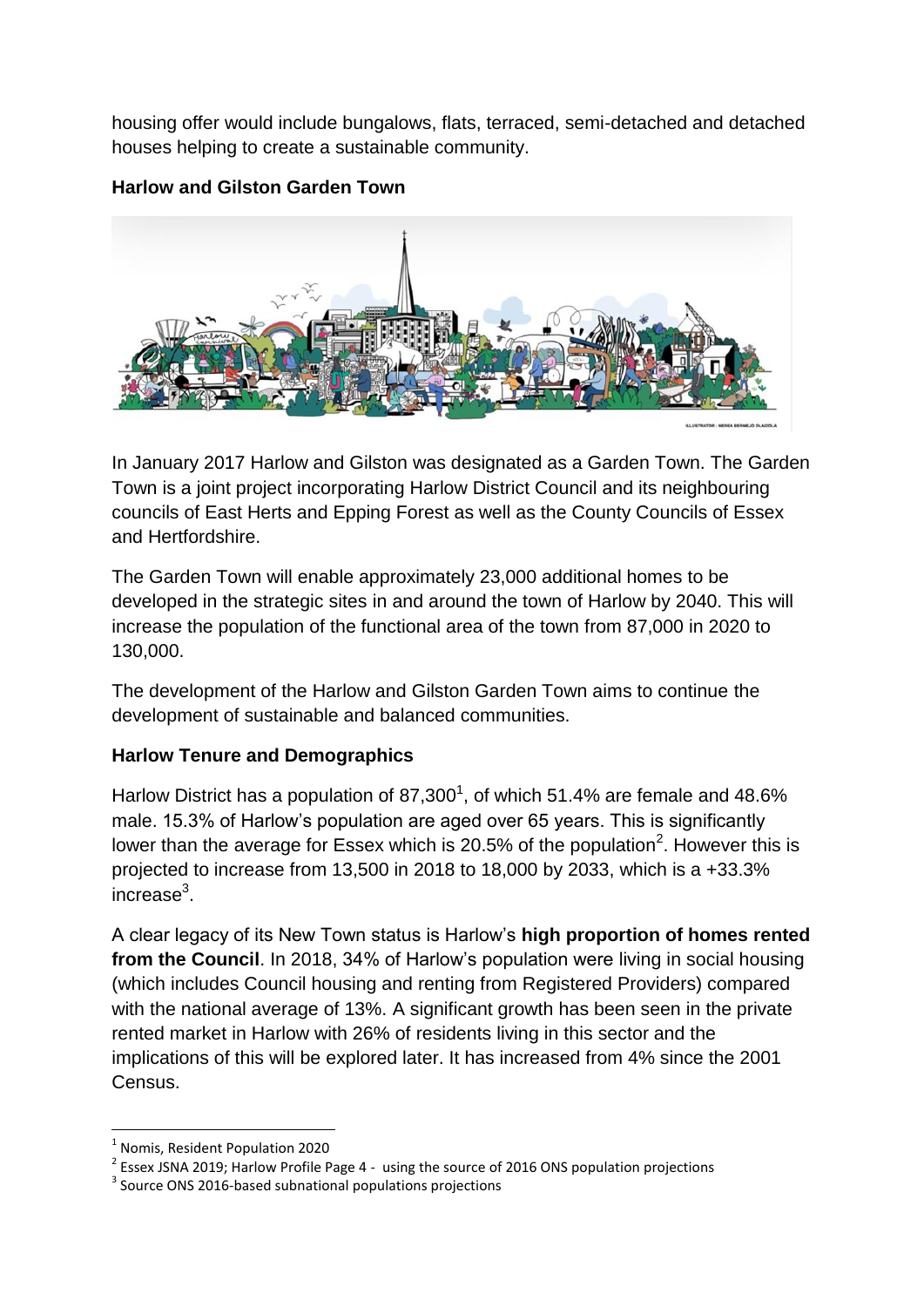housing offer would include bungalows, flats, terraced, semi-detached and detached houses helping to create a sustainable community.

**Harlow and Gilston Garden Town**

In January 2017 Harlow and Gilston was designated as a Garden Town. The Garden Town is a joint project incorporating Harlow District Council and its neighbouring councils of East Herts and Epping Forest as well as the County Councils of Essex and Hertfordshire.

The Garden Town will enable approximately 23,000 additional homes to be developed in the strategic sites in and around the town of Harlow by 2040. This will increase the population of the functional area of the town from 87,000 in 2020 to 130,000.

The development of the Harlow and Gilston Garden Town aims to continue the development of sustainable and balanced communities.

**Harlow Tenure and Demographics**

Harlow District has a population of 87,300[1], of which 51.4% are female and 48.6% male. 15.3% of Harlow's population are aged over 65 years. This is significantly lower than the average for Essex which is 20.5% of the population[2]. However this is projected to increase from 13,500 in 2018 to 18,000 by 2033, which is a +33.3% increase[3].

A clear legacy of its New Town status is Harlow's **high proportion of homes rented from the Council**. In 2018, 34% of Harlow's population were living in social housing (which includes Council housing and renting from Registered Providers) compared with the national average of 13%. A significant growth has been seen in the private rented market in Harlow with 26% of residents living in this sector and the implications of this will be explored later. It has increased from 4% since the 2001 Census.

---

[1] Nomis, Resident Population 2020

[2] Essex JSNA 2019; Harlow Profile Page 4 - using the source of 2016 ONS population projections

[3] Source ONS 2016-based subnational populations projections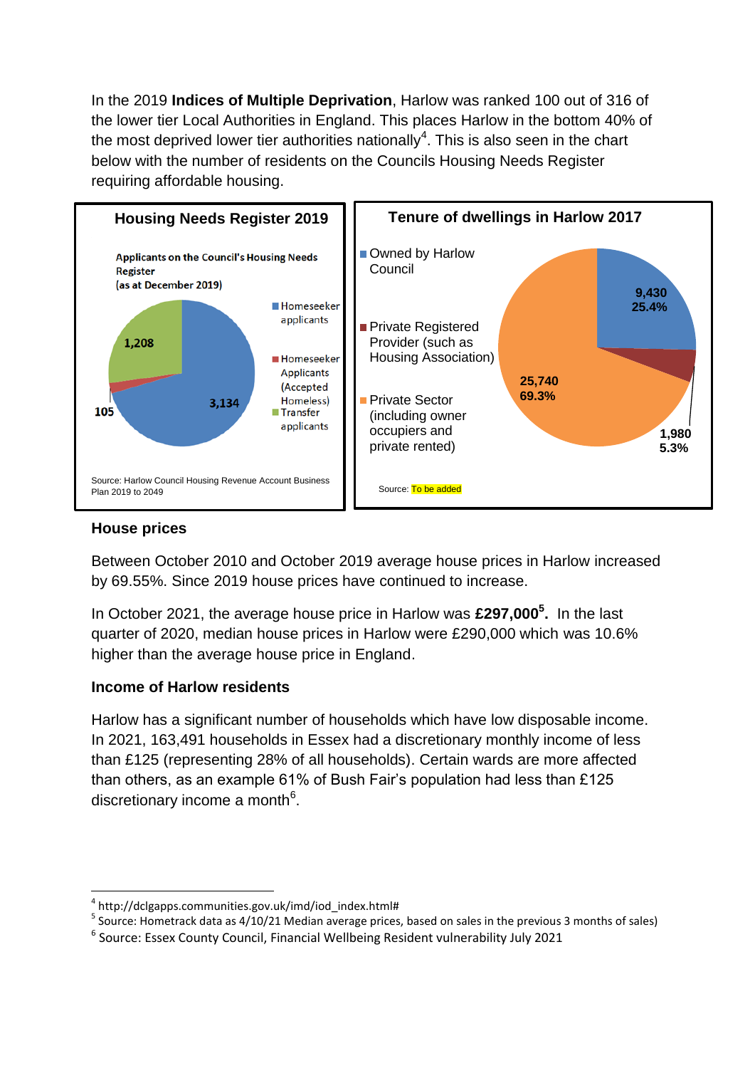In the 2019 **Indices of Multiple Deprivation**, Harlow was ranked 100 out of 316 of the lower tier Local Authorities in England. This places Harlow in the bottom 40% of the most deprived lower tier authorities nationally[4]. This is also seen in the chart below with the number of residents on the Councils Housing Needs Register requiring affordable housing.

**Housing Needs Register 2019**

Applicants on the Council's Housing Needs Register (as at December 2019)

| Category | Number |
|---|---|
| Homeseeker applicants | 3,134 |
| Homeseeker Applicants (Accepted Homeless) | 105 |
| Transfer applicants | 1,208 |

Source: Harlow Council Housing Revenue Account Business Plan 2019 to 2049

**Tenure of dwellings in Harlow 2017**

| Tenure | Number | Percentage |
|---|---|---|
| Owned by Harlow Council | 9,430 | 25.4% |
| Private Registered Provider (such as Housing Association) | 1,980 | 5.3% |
| Private Sector (including owner occupiers and private rented) | 25,740 | 69.3% |

Source: To be added

**House prices**

Between October 2010 and October 2019 average house prices in Harlow increased by 69.55%. Since 2019 house prices have continued to increase.

In October 2021, the average house price in Harlow was **£297,000[5].** In the last quarter of 2020, median house prices in Harlow were £290,000 which was 10.6% higher than the average house price in England.

**Income of Harlow residents**

Harlow has a significant number of households which have low disposable income. In 2021, 163,491 households in Essex had a discretionary monthly income of less than £125 (representing 28% of all households). Certain wards are more affected than others, as an example 61% of Bush Fair's population had less than £125 discretionary income a month[6].

---

[4] http://dclgapps.communities.gov.uk/imd/iod_index.html#

[5] Source: Hometrack data as 4/10/21 Median average prices, based on sales in the previous 3 months of sales)

[6] Source: Essex County Council, Financial Wellbeing Resident vulnerability July 2021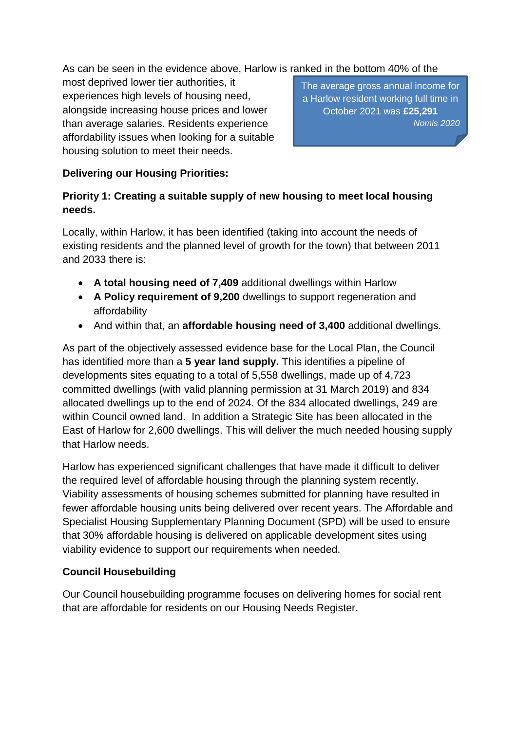As can be seen in the evidence above, Harlow is ranked in the bottom 40% of the most deprived lower tier authorities, it experiences high levels of housing need, alongside increasing house prices and lower than average salaries. Residents experience affordability issues when looking for a suitable housing solution to meet their needs.

The average gross annual income for a Harlow resident working full time in October 2021 was **£25,291**
*Nomis 2020*

**Delivering our Housing Priorities:**

**Priority 1: Creating a suitable supply of new housing to meet local housing needs.**

Locally, within Harlow, it has been identified (taking into account the needs of existing residents and the planned level of growth for the town) that between 2011 and 2033 there is:

- **A total housing need of 7,409** additional dwellings within Harlow
- **A Policy requirement of 9,200** dwellings to support regeneration and affordability
- And within that, an **affordable housing need of 3,400** additional dwellings.

As part of the objectively assessed evidence base for the Local Plan, the Council has identified more than a **5 year land supply.** This identifies a pipeline of developments sites equating to a total of 5,558 dwellings, made up of 4,723 committed dwellings (with valid planning permission at 31 March 2019) and 834 allocated dwellings up to the end of 2024. Of the 834 allocated dwellings, 249 are within Council owned land. In addition a Strategic Site has been allocated in the East of Harlow for 2,600 dwellings. This will deliver the much needed housing supply that Harlow needs.

Harlow has experienced significant challenges that have made it difficult to deliver the required level of affordable housing through the planning system recently. Viability assessments of housing schemes submitted for planning have resulted in fewer affordable housing units being delivered over recent years. The Affordable and Specialist Housing Supplementary Planning Document (SPD) will be used to ensure that 30% affordable housing is delivered on applicable development sites using viability evidence to support our requirements when needed.

**Council Housebuilding**

Our Council housebuilding programme focuses on delivering homes for social rent that are affordable for residents on our Housing Needs Register.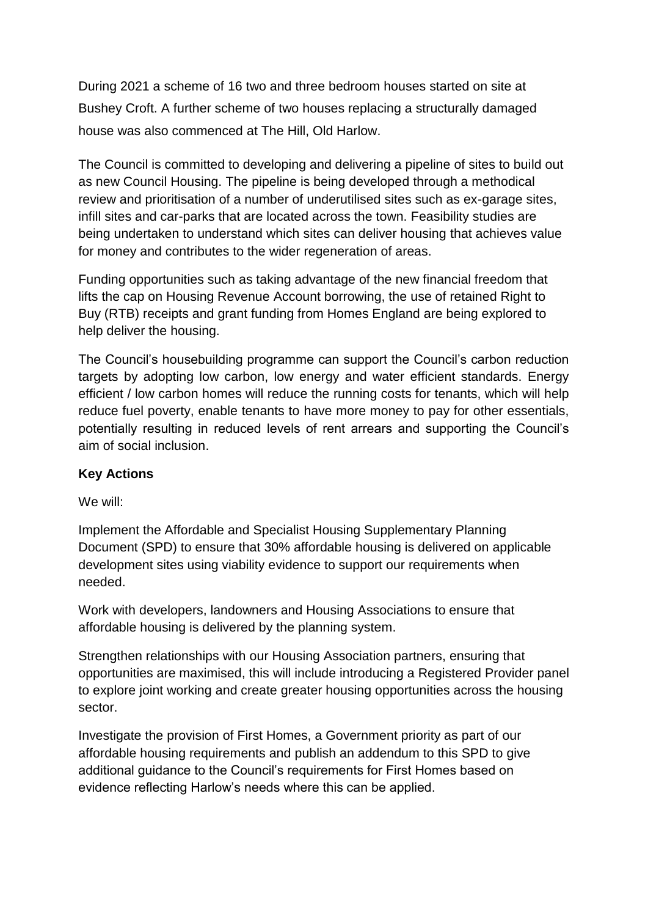During 2021 a scheme of 16 two and three bedroom houses started on site at Bushey Croft. A further scheme of two houses replacing a structurally damaged house was also commenced at The Hill, Old Harlow.

The Council is committed to developing and delivering a pipeline of sites to build out as new Council Housing. The pipeline is being developed through a methodical review and prioritisation of a number of underutilised sites such as ex-garage sites, infill sites and car-parks that are located across the town. Feasibility studies are being undertaken to understand which sites can deliver housing that achieves value for money and contributes to the wider regeneration of areas.

Funding opportunities such as taking advantage of the new financial freedom that lifts the cap on Housing Revenue Account borrowing, the use of retained Right to Buy (RTB) receipts and grant funding from Homes England are being explored to help deliver the housing.

The Council's housebuilding programme can support the Council's carbon reduction targets by adopting low carbon, low energy and water efficient standards. Energy efficient / low carbon homes will reduce the running costs for tenants, which will help reduce fuel poverty, enable tenants to have more money to pay for other essentials, potentially resulting in reduced levels of rent arrears and supporting the Council's aim of social inclusion.

**Key Actions**

We will:

Implement the Affordable and Specialist Housing Supplementary Planning Document (SPD) to ensure that 30% affordable housing is delivered on applicable development sites using viability evidence to support our requirements when needed.

Work with developers, landowners and Housing Associations to ensure that affordable housing is delivered by the planning system.

Strengthen relationships with our Housing Association partners, ensuring that opportunities are maximised, this will include introducing a Registered Provider panel to explore joint working and create greater housing opportunities across the housing sector.

Investigate the provision of First Homes, a Government priority as part of our affordable housing requirements and publish an addendum to this SPD to give additional guidance to the Council's requirements for First Homes based on evidence reflecting Harlow's needs where this can be applied.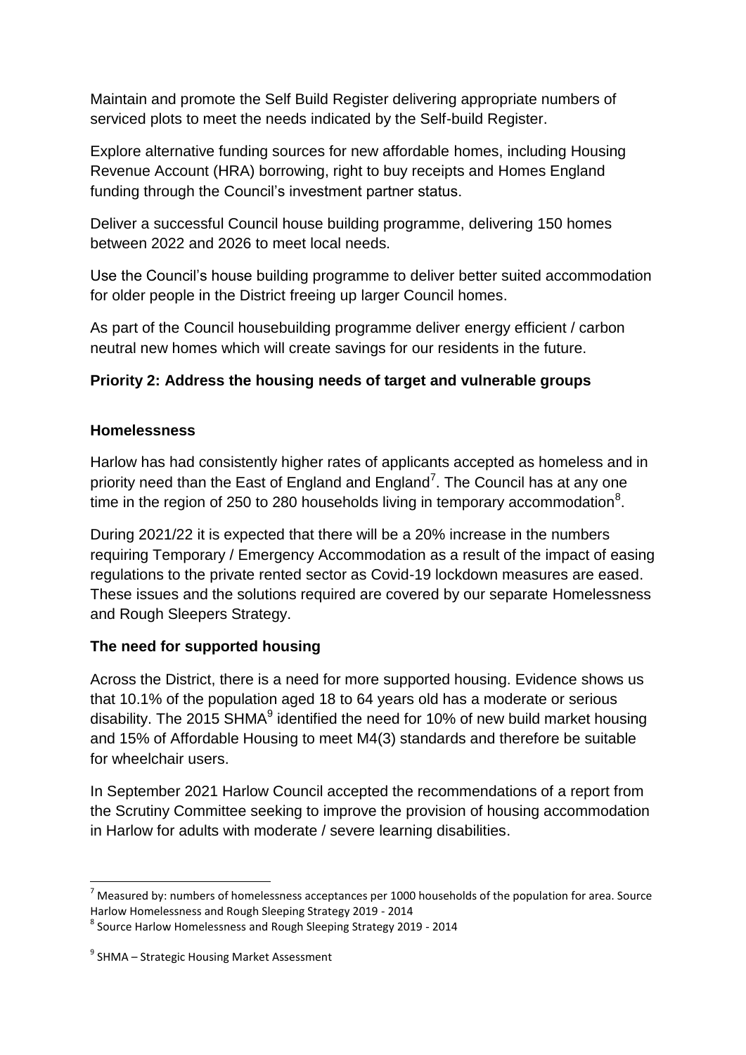Maintain and promote the Self Build Register delivering appropriate numbers of serviced plots to meet the needs indicated by the Self-build Register.

Explore alternative funding sources for new affordable homes, including Housing Revenue Account (HRA) borrowing, right to buy receipts and Homes England funding through the Council's investment partner status.

Deliver a successful Council house building programme, delivering 150 homes between 2022 and 2026 to meet local needs.

Use the Council's house building programme to deliver better suited accommodation for older people in the District freeing up larger Council homes.

As part of the Council housebuilding programme deliver energy efficient / carbon neutral new homes which will create savings for our residents in the future.

### Priority 2: Address the housing needs of target and vulnerable groups

#### Homelessness

Harlow has had consistently higher rates of applicants accepted as homeless and in priority need than the East of England and England[7]. The Council has at any one time in the region of 250 to 280 households living in temporary accommodation[8].

During 2021/22 it is expected that there will be a 20% increase in the numbers requiring Temporary / Emergency Accommodation as a result of the impact of easing regulations to the private rented sector as Covid-19 lockdown measures are eased. These issues and the solutions required are covered by our separate Homelessness and Rough Sleepers Strategy.

#### The need for supported housing

Across the District, there is a need for more supported housing. Evidence shows us that 10.1% of the population aged 18 to 64 years old has a moderate or serious disability. The 2015 SHMA[9] identified the need for 10% of new build market housing and 15% of Affordable Housing to meet M4(3) standards and therefore be suitable for wheelchair users.

In September 2021 Harlow Council accepted the recommendations of a report from the Scrutiny Committee seeking to improve the provision of housing accommodation in Harlow for adults with moderate / severe learning disabilities.

---

[7] Measured by: numbers of homelessness acceptances per 1000 households of the population for area. Source Harlow Homelessness and Rough Sleeping Strategy 2019 - 2014

[8] Source Harlow Homelessness and Rough Sleeping Strategy 2019 - 2014

[9] SHMA – Strategic Housing Market Assessment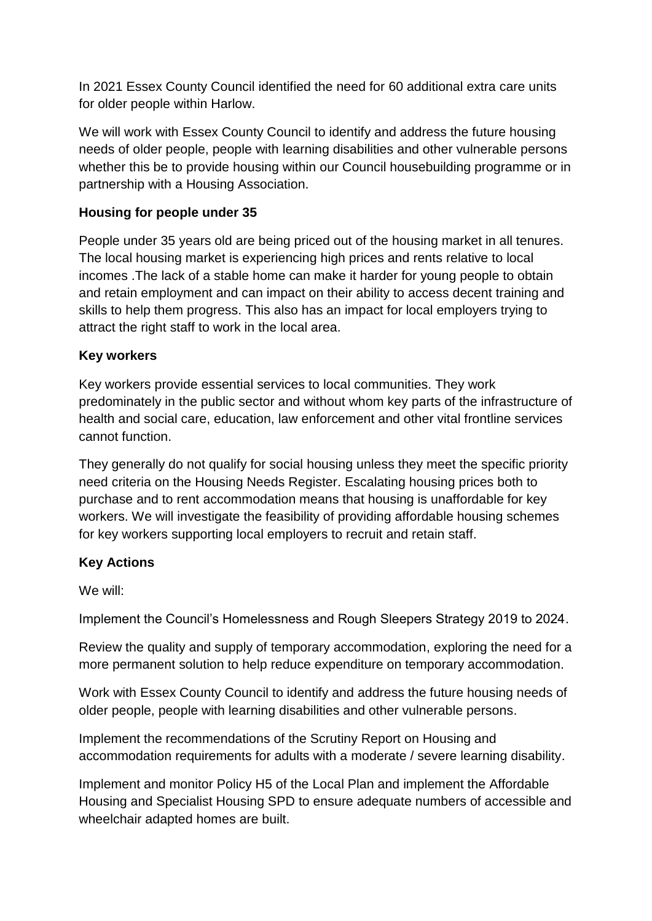In 2021 Essex County Council identified the need for 60 additional extra care units for older people within Harlow.

We will work with Essex County Council to identify and address the future housing needs of older people, people with learning disabilities and other vulnerable persons whether this be to provide housing within our Council housebuilding programme or in partnership with a Housing Association.

### Housing for people under 35

People under 35 years old are being priced out of the housing market in all tenures. The local housing market is experiencing high prices and rents relative to local incomes .The lack of a stable home can make it harder for young people to obtain and retain employment and can impact on their ability to access decent training and skills to help them progress. This also has an impact for local employers trying to attract the right staff to work in the local area.

### Key workers

Key workers provide essential services to local communities. They work predominately in the public sector and without whom key parts of the infrastructure of health and social care, education, law enforcement and other vital frontline services cannot function.

They generally do not qualify for social housing unless they meet the specific priority need criteria on the Housing Needs Register. Escalating housing prices both to purchase and to rent accommodation means that housing is unaffordable for key workers. We will investigate the feasibility of providing affordable housing schemes for key workers supporting local employers to recruit and retain staff.

### Key Actions

We will:

Implement the Council's Homelessness and Rough Sleepers Strategy 2019 to 2024.

Review the quality and supply of temporary accommodation, exploring the need for a more permanent solution to help reduce expenditure on temporary accommodation.

Work with Essex County Council to identify and address the future housing needs of older people, people with learning disabilities and other vulnerable persons.

Implement the recommendations of the Scrutiny Report on Housing and accommodation requirements for adults with a moderate / severe learning disability.

Implement and monitor Policy H5 of the Local Plan and implement the Affordable Housing and Specialist Housing SPD to ensure adequate numbers of accessible and wheelchair adapted homes are built.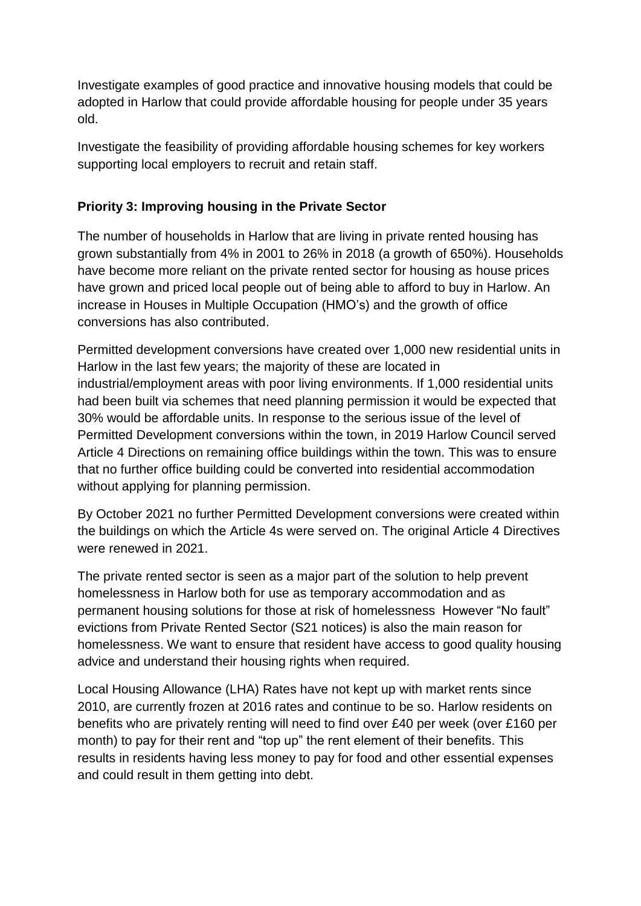Investigate examples of good practice and innovative housing models that could be adopted in Harlow that could provide affordable housing for people under 35 years old.

Investigate the feasibility of providing affordable housing schemes for key workers supporting local employers to recruit and retain staff.

### Priority 3: Improving housing in the Private Sector

The number of households in Harlow that are living in private rented housing has grown substantially from 4% in 2001 to 26% in 2018 (a growth of 650%). Households have become more reliant on the private rented sector for housing as house prices have grown and priced local people out of being able to afford to buy in Harlow. An increase in Houses in Multiple Occupation (HMO's) and the growth of office conversions has also contributed.

Permitted development conversions have created over 1,000 new residential units in Harlow in the last few years; the majority of these are located in industrial/employment areas with poor living environments. If 1,000 residential units had been built via schemes that need planning permission it would be expected that 30% would be affordable units. In response to the serious issue of the level of Permitted Development conversions within the town, in 2019 Harlow Council served Article 4 Directions on remaining office buildings within the town. This was to ensure that no further office building could be converted into residential accommodation without applying for planning permission.

By October 2021 no further Permitted Development conversions were created within the buildings on which the Article 4s were served on. The original Article 4 Directives were renewed in 2021.

The private rented sector is seen as a major part of the solution to help prevent homelessness in Harlow both for use as temporary accommodation and as permanent housing solutions for those at risk of homelessness However "No fault" evictions from Private Rented Sector (S21 notices) is also the main reason for homelessness. We want to ensure that resident have access to good quality housing advice and understand their housing rights when required.

Local Housing Allowance (LHA) Rates have not kept up with market rents since 2010, are currently frozen at 2016 rates and continue to be so. Harlow residents on benefits who are privately renting will need to find over £40 per week (over £160 per month) to pay for their rent and "top up" the rent element of their benefits. This results in residents having less money to pay for food and other essential expenses and could result in them getting into debt.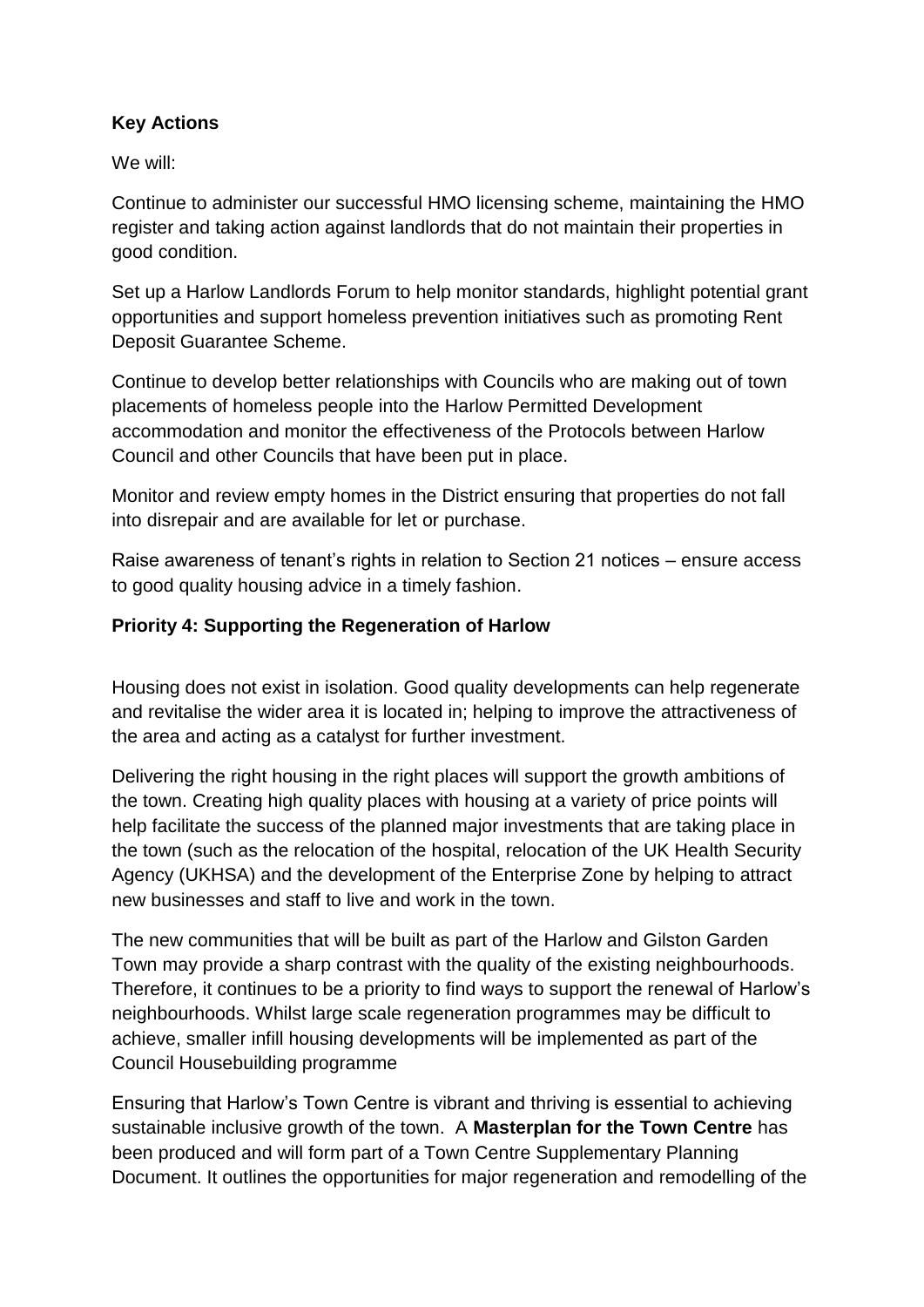**Key Actions**

We will:

Continue to administer our successful HMO licensing scheme, maintaining the HMO register and taking action against landlords that do not maintain their properties in good condition.

Set up a Harlow Landlords Forum to help monitor standards, highlight potential grant opportunities and support homeless prevention initiatives such as promoting Rent Deposit Guarantee Scheme.

Continue to develop better relationships with Councils who are making out of town placements of homeless people into the Harlow Permitted Development accommodation and monitor the effectiveness of the Protocols between Harlow Council and other Councils that have been put in place.

Monitor and review empty homes in the District ensuring that properties do not fall into disrepair and are available for let or purchase.

Raise awareness of tenant's rights in relation to Section 21 notices – ensure access to good quality housing advice in a timely fashion.

**Priority 4: Supporting the Regeneration of Harlow**

Housing does not exist in isolation. Good quality developments can help regenerate and revitalise the wider area it is located in; helping to improve the attractiveness of the area and acting as a catalyst for further investment.

Delivering the right housing in the right places will support the growth ambitions of the town. Creating high quality places with housing at a variety of price points will help facilitate the success of the planned major investments that are taking place in the town (such as the relocation of the hospital, relocation of the UK Health Security Agency (UKHSA) and the development of the Enterprise Zone by helping to attract new businesses and staff to live and work in the town.

The new communities that will be built as part of the Harlow and Gilston Garden Town may provide a sharp contrast with the quality of the existing neighbourhoods. Therefore, it continues to be a priority to find ways to support the renewal of Harlow's neighbourhoods. Whilst large scale regeneration programmes may be difficult to achieve, smaller infill housing developments will be implemented as part of the Council Housebuilding programme

Ensuring that Harlow's Town Centre is vibrant and thriving is essential to achieving sustainable inclusive growth of the town. A **Masterplan for the Town Centre** has been produced and will form part of a Town Centre Supplementary Planning Document. It outlines the opportunities for major regeneration and remodelling of the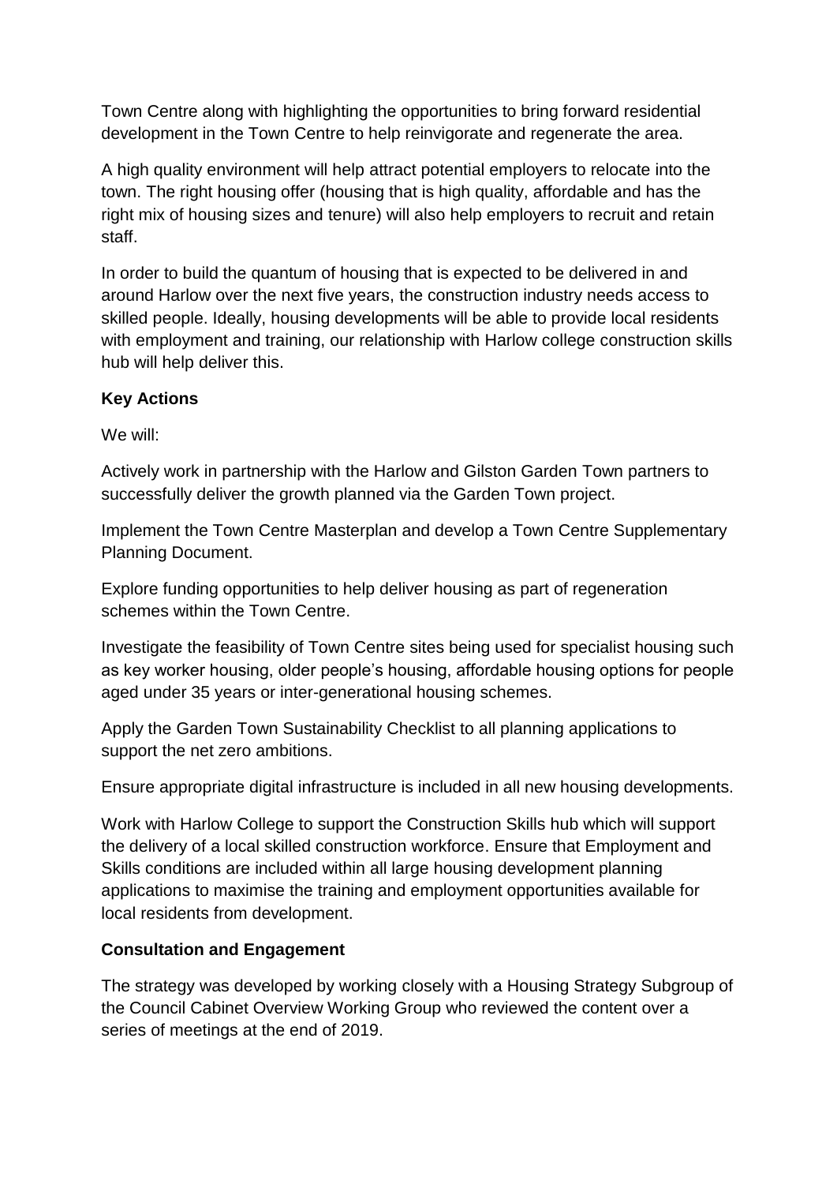Town Centre along with highlighting the opportunities to bring forward residential development in the Town Centre to help reinvigorate and regenerate the area.

A high quality environment will help attract potential employers to relocate into the town. The right housing offer (housing that is high quality, affordable and has the right mix of housing sizes and tenure) will also help employers to recruit and retain staff.

In order to build the quantum of housing that is expected to be delivered in and around Harlow over the next five years, the construction industry needs access to skilled people. Ideally, housing developments will be able to provide local residents with employment and training, our relationship with Harlow college construction skills hub will help deliver this.

**Key Actions**

We will:

Actively work in partnership with the Harlow and Gilston Garden Town partners to successfully deliver the growth planned via the Garden Town project.

Implement the Town Centre Masterplan and develop a Town Centre Supplementary Planning Document.

Explore funding opportunities to help deliver housing as part of regeneration schemes within the Town Centre.

Investigate the feasibility of Town Centre sites being used for specialist housing such as key worker housing, older people's housing, affordable housing options for people aged under 35 years or inter-generational housing schemes.

Apply the Garden Town Sustainability Checklist to all planning applications to support the net zero ambitions.

Ensure appropriate digital infrastructure is included in all new housing developments.

Work with Harlow College to support the Construction Skills hub which will support the delivery of a local skilled construction workforce. Ensure that Employment and Skills conditions are included within all large housing development planning applications to maximise the training and employment opportunities available for local residents from development.

**Consultation and Engagement**

The strategy was developed by working closely with a Housing Strategy Subgroup of the Council Cabinet Overview Working Group who reviewed the content over a series of meetings at the end of 2019.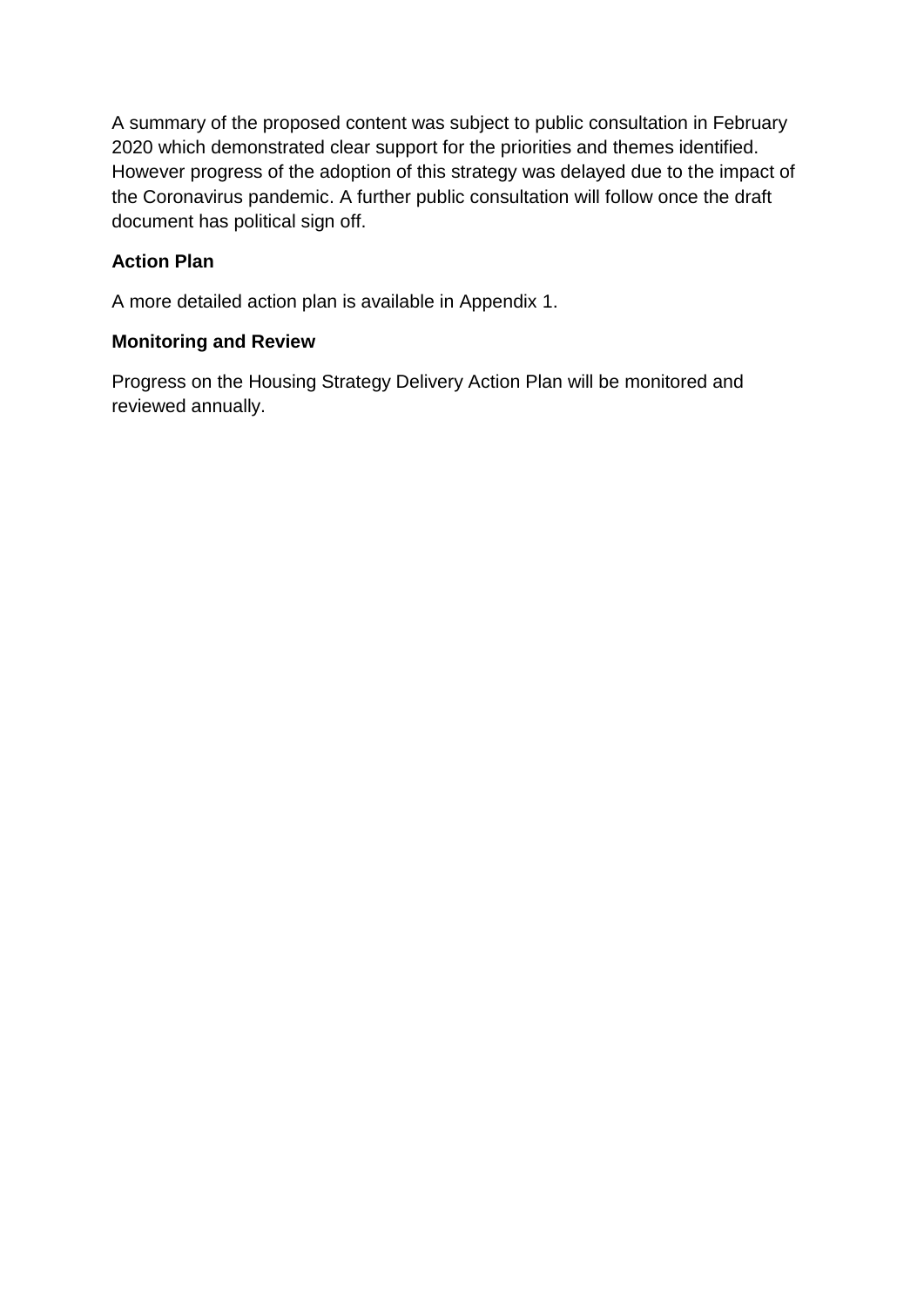A summary of the proposed content was subject to public consultation in February 2020 which demonstrated clear support for the priorities and themes identified. However progress of the adoption of this strategy was delayed due to the impact of the Coronavirus pandemic. A further public consultation will follow once the draft document has political sign off.

**Action Plan**

A more detailed action plan is available in Appendix 1.

**Monitoring and Review**

Progress on the Housing Strategy Delivery Action Plan will be monitored and reviewed annually.